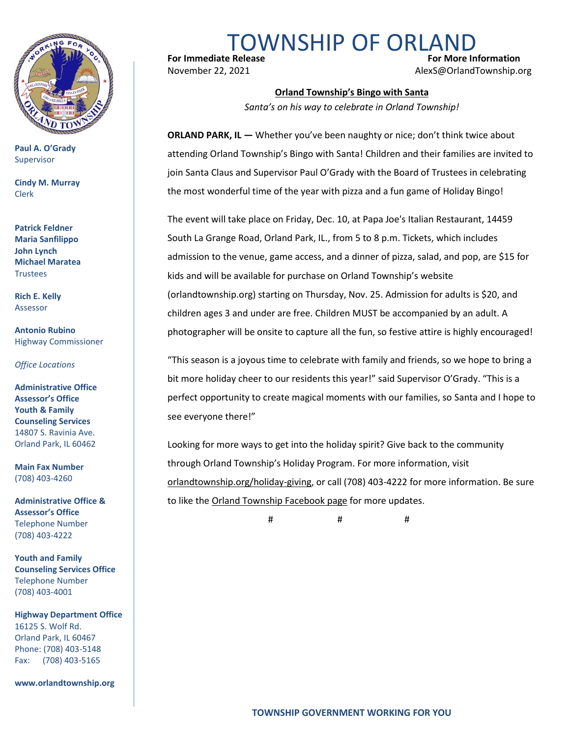# TOWNSHIP OF ORLAND

**For Immediate Release**
November 22, 2021

**For More Information**
AlexS@OrlandTownship.org

**Paul A. O'Grady**
Supervisor

**Cindy M. Murray**
Clerk

**Patrick Feldner**
**Maria Sanfilippo**
**John Lynch**
**Michael Maratea**
Trustees

**Rich E. Kelly**
Assessor

**Antonio Rubino**
Highway Commissioner

*Office Locations*

**Administrative Office**
**Assessor's Office**
**Youth & Family Counseling Services**
14807 S. Ravinia Ave.
Orland Park, IL 60462

**Main Fax Number**
(708) 403-4260

**Administrative Office & Assessor's Office**
Telephone Number
(708) 403-4222

**Youth and Family Counseling Services Office**
Telephone Number
(708) 403-4001

**Highway Department Office**
16125 S. Wolf Rd.
Orland Park, IL 60467
Phone: (708) 403-5148
Fax: (708) 403-5165

**www.orlandtownship.org**

## Orland Township's Bingo with Santa

*Santa's on his way to celebrate in Orland Township!*

**ORLAND PARK, IL —** Whether you've been naughty or nice; don't think twice about attending Orland Township's Bingo with Santa! Children and their families are invited to join Santa Claus and Supervisor Paul O'Grady with the Board of Trustees in celebrating the most wonderful time of the year with pizza and a fun game of Holiday Bingo!

The event will take place on Friday, Dec. 10, at Papa Joe's Italian Restaurant, 14459 South La Grange Road, Orland Park, IL., from 5 to 8 p.m. Tickets, which includes admission to the venue, game access, and a dinner of pizza, salad, and pop, are $15 for kids and will be available for purchase on Orland Township's website (orlandtownship.org) starting on Thursday, Nov. 25. Admission for adults is $20, and children ages 3 and under are free. Children MUST be accompanied by an adult. A photographer will be onsite to capture all the fun, so festive attire is highly encouraged!

"This season is a joyous time to celebrate with family and friends, so we hope to bring a bit more holiday cheer to our residents this year!" said Supervisor O'Grady. "This is a perfect opportunity to create magical moments with our families, so Santa and I hope to see everyone there!"

Looking for more ways to get into the holiday spirit? Give back to the community through Orland Township's Holiday Program. For more information, visit orlandtownship.org/holiday-giving, or call (708) 403-4222 for more information. Be sure to like the Orland Township Facebook page for more updates.

# # #

**TOWNSHIP GOVERNMENT WORKING FOR YOU**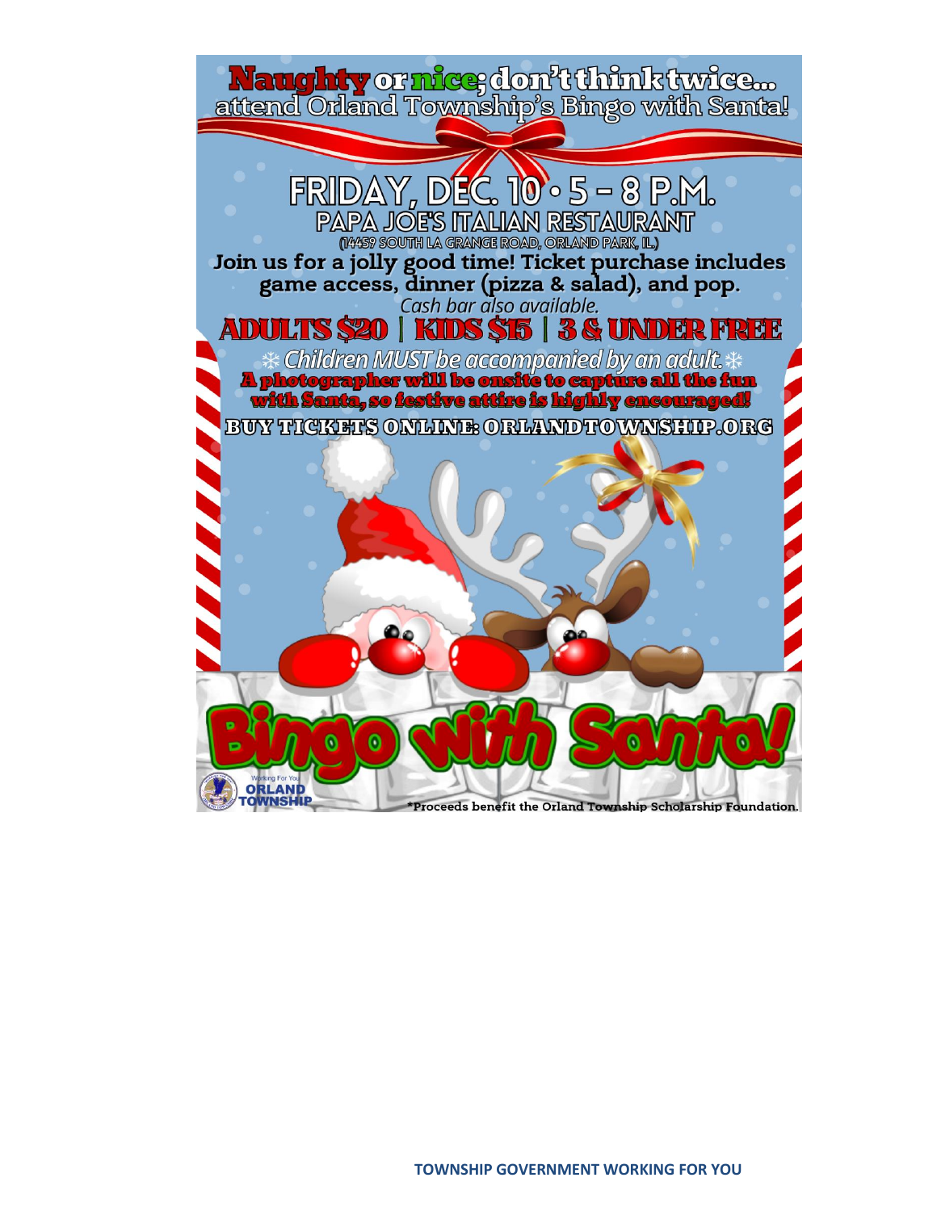# Naughty or nice; don't think twice... attend Orland Township's Bingo with Santa!

## FRIDAY, DEC. 10 • 5 – 8 P.M.

### PAPA JOE'S ITALIAN RESTAURANT

(14459 SOUTH LA GRANGE ROAD, ORLAND PARK, IL)

**Join us for a jolly good time! Ticket purchase includes game access, dinner (pizza & salad), and pop.**

*Cash bar also available.*

**ADULTS $20 | KIDS $15 | 3 & UNDER FREE**

*❄ Children MUST be accompanied by an adult. ❄*

**A photographer will be onsite to capture all the fun with Santa, so festive attire is highly encouraged!**

**BUY TICKETS ONLINE: ORLANDTOWNSHIP.ORG**

# Bingo with Santa!

Working For You
ORLAND TOWNSHIP

*Proceeds benefit the Orland Township Scholarship Foundation.

**TOWNSHIP GOVERNMENT WORKING FOR YOU**